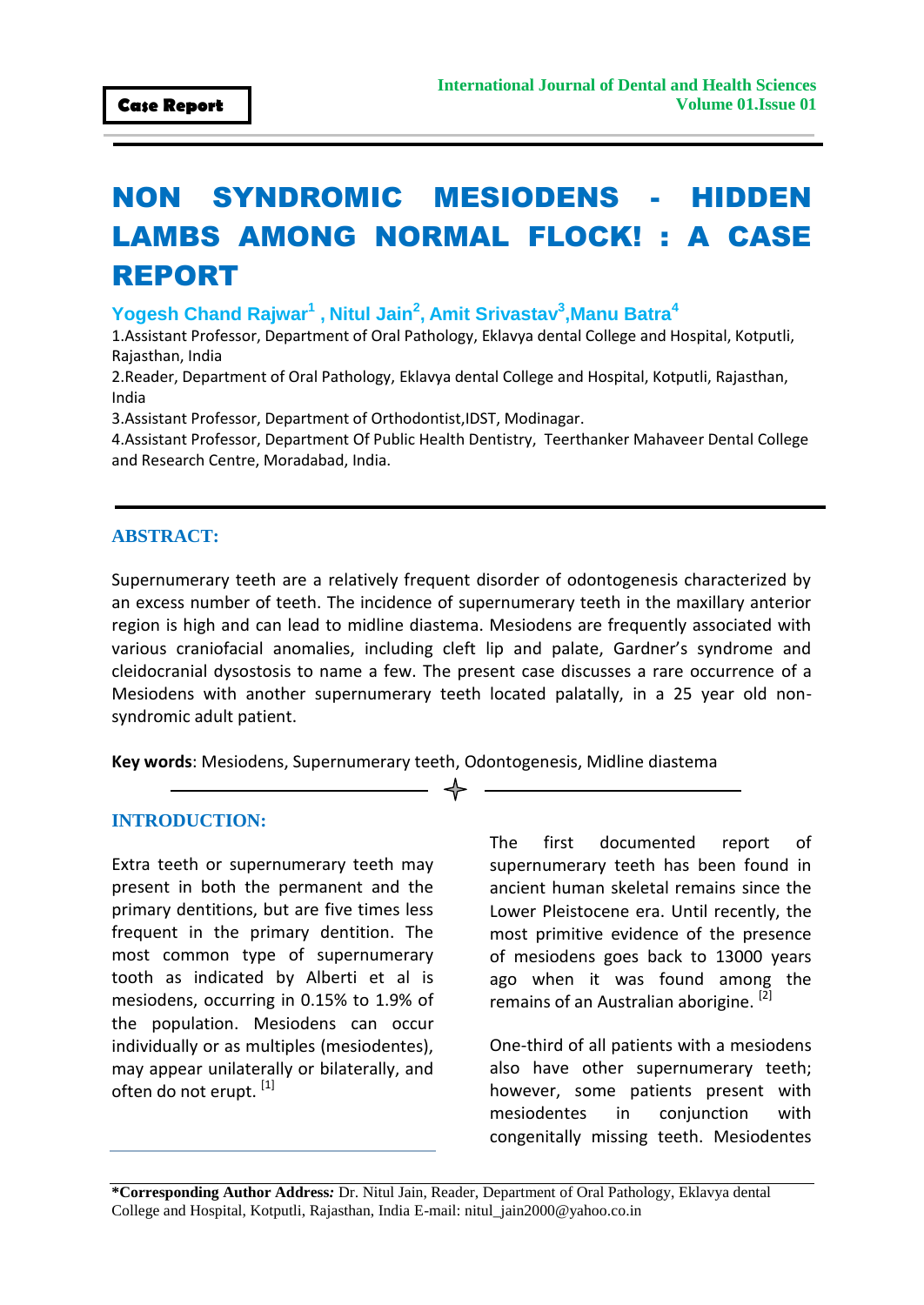Case Report

# NON SYNDROMIC MESIODENS - HIDDEN LAMBS AMONG NORMAL FLOCK! : A CASE REPORT

**Yogesh Chand Rajwar[1] , Nitul Jain[2], Amit Srivastav[3],Manu Batra[4]**

1.Assistant Professor, Department of Oral Pathology, Eklavya dental College and Hospital, Kotputli, Rajasthan, India

2.Reader, Department of Oral Pathology, Eklavya dental College and Hospital, Kotputli, Rajasthan, India

3.Assistant Professor, Department of Orthodontist,IDST, Modinagar.

4.Assistant Professor, Department Of Public Health Dentistry, Teerthanker Mahaveer Dental College and Research Centre, Moradabad, India.

## ABSTRACT:

Supernumerary teeth are a relatively frequent disorder of odontogenesis characterized by an excess number of teeth. The incidence of supernumerary teeth in the maxillary anterior region is high and can lead to midline diastema. Mesiodens are frequently associated with various craniofacial anomalies, including cleft lip and palate, Gardner's syndrome and cleidocranial dysostosis to name a few. The present case discusses a rare occurrence of a Mesiodens with another supernumerary teeth located palatally, in a 25 year old non-syndromic adult patient.

**Key words**: Mesiodens, Supernumerary teeth, Odontogenesis, Midline diastema

## INTRODUCTION:

Extra teeth or supernumerary teeth may present in both the permanent and the primary dentitions, but are five times less frequent in the primary dentition. The most common type of supernumerary tooth as indicated by Alberti et al is mesiodens, occurring in 0.15% to 1.9% of the population. Mesiodens can occur individually or as multiples (mesiodentes), may appear unilaterally or bilaterally, and often do not erupt. [1]

The first documented report of supernumerary teeth has been found in ancient human skeletal remains since the Lower Pleistocene era. Until recently, the most primitive evidence of the presence of mesiodens goes back to 13000 years ago when it was found among the remains of an Australian aborigine. [2]

One-third of all patients with a mesiodens also have other supernumerary teeth; however, some patients present with mesiodentes in conjunction with congenitally missing teeth. Mesiodentes

**\*Corresponding Author Address:** Dr. Nitul Jain, Reader, Department of Oral Pathology, Eklavya dental College and Hospital, Kotputli, Rajasthan, India E-mail: nitul_jain2000@yahoo.co.in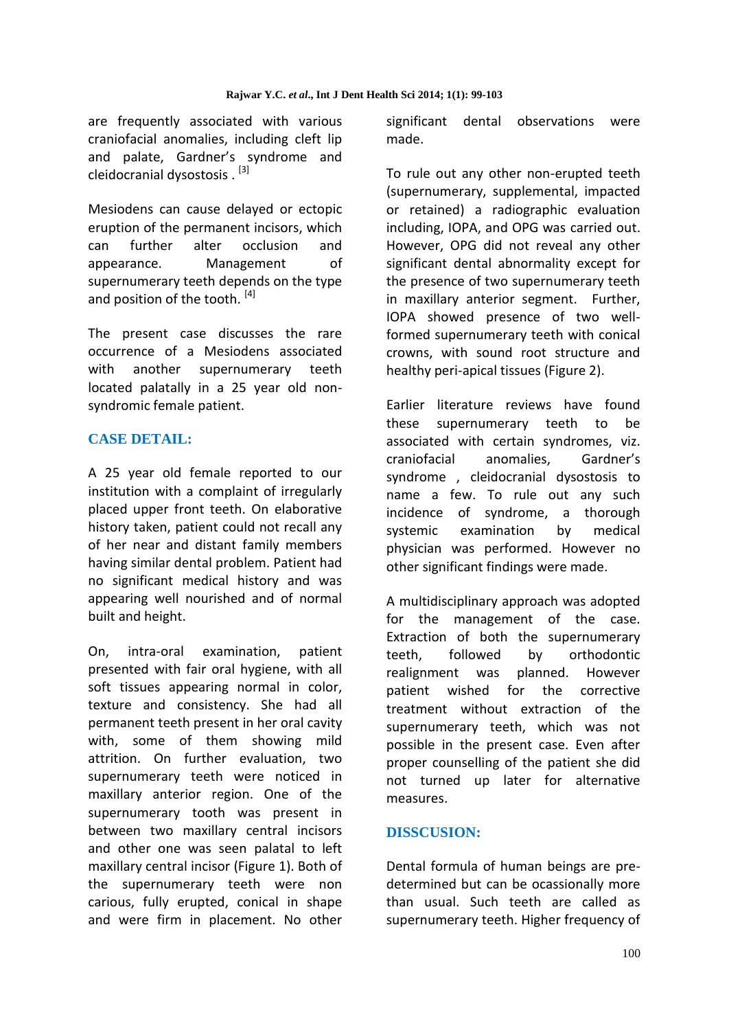are frequently associated with various craniofacial anomalies, including cleft lip and palate, Gardner's syndrome and cleidocranial dysostosis . [3]

Mesiodens can cause delayed or ectopic eruption of the permanent incisors, which can further alter occlusion and appearance. Management of supernumerary teeth depends on the type and position of the tooth. [4]

The present case discusses the rare occurrence of a Mesiodens associated with another supernumerary teeth located palatally in a 25 year old non-syndromic female patient.

## CASE DETAIL:

A 25 year old female reported to our institution with a complaint of irregularly placed upper front teeth. On elaborative history taken, patient could not recall any of her near and distant family members having similar dental problem. Patient had no significant medical history and was appearing well nourished and of normal built and height.

On, intra-oral examination, patient presented with fair oral hygiene, with all soft tissues appearing normal in color, texture and consistency. She had all permanent teeth present in her oral cavity with, some of them showing mild attrition. On further evaluation, two supernumerary teeth were noticed in maxillary anterior region. One of the supernumerary tooth was present in between two maxillary central incisors and other one was seen palatal to left maxillary central incisor (Figure 1). Both of the supernumerary teeth were non carious, fully erupted, conical in shape and were firm in placement. No other significant dental observations were made.

To rule out any other non-erupted teeth (supernumerary, supplemental, impacted or retained) a radiographic evaluation including, IOPA, and OPG was carried out. However, OPG did not reveal any other significant dental abnormality except for the presence of two supernumerary teeth in maxillary anterior segment. Further, IOPA showed presence of two well-formed supernumerary teeth with conical crowns, with sound root structure and healthy peri-apical tissues (Figure 2).

Earlier literature reviews have found these supernumerary teeth to be associated with certain syndromes, viz. craniofacial anomalies, Gardner's syndrome , cleidocranial dysostosis to name a few. To rule out any such incidence of syndrome, a thorough systemic examination by medical physician was performed. However no other significant findings were made.

A multidisciplinary approach was adopted for the management of the case. Extraction of both the supernumerary teeth, followed by orthodontic realignment was planned. However patient wished for the corrective treatment without extraction of the supernumerary teeth, which was not possible in the present case. Even after proper counselling of the patient she did not turned up later for alternative measures.

## DISSCUSION:

Dental formula of human beings are pre-determined but can be ocassionally more than usual. Such teeth are called as supernumerary teeth. Higher frequency of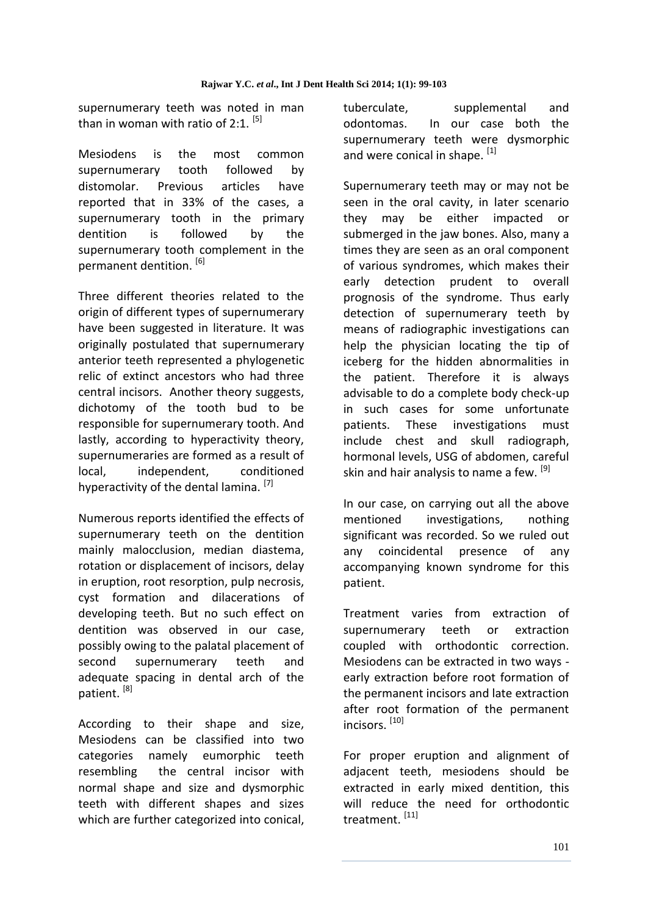supernumerary teeth was noted in man than in woman with ratio of 2:1. [5]

Mesiodens is the most common supernumerary tooth followed by distomolar. Previous articles have reported that in 33% of the cases, a supernumerary tooth in the primary dentition is followed by the supernumerary tooth complement in the permanent dentition. [6]

Three different theories related to the origin of different types of supernumerary have been suggested in literature. It was originally postulated that supernumerary anterior teeth represented a phylogenetic relic of extinct ancestors who had three central incisors. Another theory suggests, dichotomy of the tooth bud to be responsible for supernumerary tooth. And lastly, according to hyperactivity theory, supernumeraries are formed as a result of local, independent, conditioned hyperactivity of the dental lamina. [7]

Numerous reports identified the effects of supernumerary teeth on the dentition mainly malocclusion, median diastema, rotation or displacement of incisors, delay in eruption, root resorption, pulp necrosis, cyst formation and dilacerations of developing teeth. But no such effect on dentition was observed in our case, possibly owing to the palatal placement of second supernumerary teeth and adequate spacing in dental arch of the patient. [8]

According to their shape and size, Mesiodens can be classified into two categories namely eumorphic teeth resembling the central incisor with normal shape and size and dysmorphic teeth with different shapes and sizes which are further categorized into conical, tuberculate, supplemental and odontomas. In our case both the supernumerary teeth were dysmorphic and were conical in shape. [1]

Supernumerary teeth may or may not be seen in the oral cavity, in later scenario they may be either impacted or submerged in the jaw bones. Also, many a times they are seen as an oral component of various syndromes, which makes their early detection prudent to overall prognosis of the syndrome. Thus early detection of supernumerary teeth by means of radiographic investigations can help the physician locating the tip of iceberg for the hidden abnormalities in the patient. Therefore it is always advisable to do a complete body check-up in such cases for some unfortunate patients. These investigations must include chest and skull radiograph, hormonal levels, USG of abdomen, careful skin and hair analysis to name a few. [9]

In our case, on carrying out all the above mentioned investigations, nothing significant was recorded. So we ruled out any coincidental presence of any accompanying known syndrome for this patient.

Treatment varies from extraction of supernumerary teeth or extraction coupled with orthodontic correction. Mesiodens can be extracted in two ways - early extraction before root formation of the permanent incisors and late extraction after root formation of the permanent incisors. [10]

For proper eruption and alignment of adjacent teeth, mesiodens should be extracted in early mixed dentition, this will reduce the need for orthodontic treatment. [11]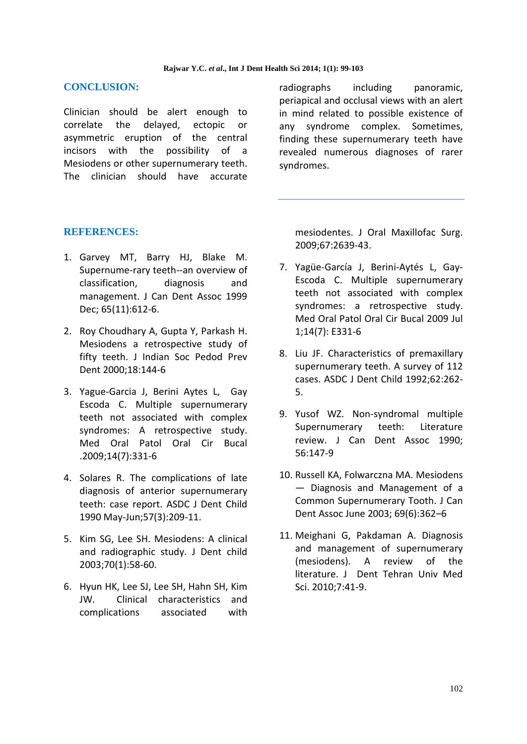## CONCLUSION:

Clinician should be alert enough to correlate the delayed, ectopic or asymmetric eruption of the central incisors with the possibility of a Mesiodens or other supernumerary teeth. The clinician should have accurate radiographs including panoramic, periapical and occlusal views with an alert in mind related to possible existence of any syndrome complex. Sometimes, finding these supernumerary teeth have revealed numerous diagnoses of rarer syndromes.

## REFERENCES:

1. Garvey MT, Barry HJ, Blake M. Supernume-rary teeth--an overview of classification, diagnosis and management. J Can Dent Assoc 1999 Dec; 65(11):612-6.

2. Roy Choudhary A, Gupta Y, Parkash H. Mesiodens a retrospective study of fifty teeth. J Indian Soc Pedod Prev Dent 2000;18:144-6

3. Yague-Garcia J, Berini Aytes L, Gay Escoda C. Multiple supernumerary teeth not associated with complex syndromes: A retrospective study. Med Oral Patol Oral Cir Bucal .2009;14(7):331-6

4. Solares R. The complications of late diagnosis of anterior supernumerary teeth: case report. ASDC J Dent Child 1990 May-Jun;57(3):209-11.

5. Kim SG, Lee SH. Mesiodens: A clinical and radiographic study. J Dent child 2003;70(1):58-60.

6. Hyun HK, Lee SJ, Lee SH, Hahn SH, Kim JW. Clinical characteristics and complications associated with mesiodentes. J Oral Maxillofac Surg. 2009;67:2639-43.

7. Yagüe-García J, Berini-Aytés L, Gay-Escoda C. Multiple supernumerary teeth not associated with complex syndromes: a retrospective study. Med Oral Patol Oral Cir Bucal 2009 Jul 1;14(7): E331-6

8. Liu JF. Characteristics of premaxillary supernumerary teeth. A survey of 112 cases. ASDC J Dent Child 1992;62:262-5.

9. Yusof WZ. Non-syndromal multiple Supernumerary teeth: Literature review. J Can Dent Assoc 1990; 56:147-9

10. Russell KA, Folwarczna MA. Mesiodens — Diagnosis and Management of a Common Supernumerary Tooth. J Can Dent Assoc June 2003; 69(6):362–6

11. Meighani G, Pakdaman A. Diagnosis and management of supernumerary (mesiodens). A review of the literature. J Dent Tehran Univ Med Sci. 2010;7:41-9.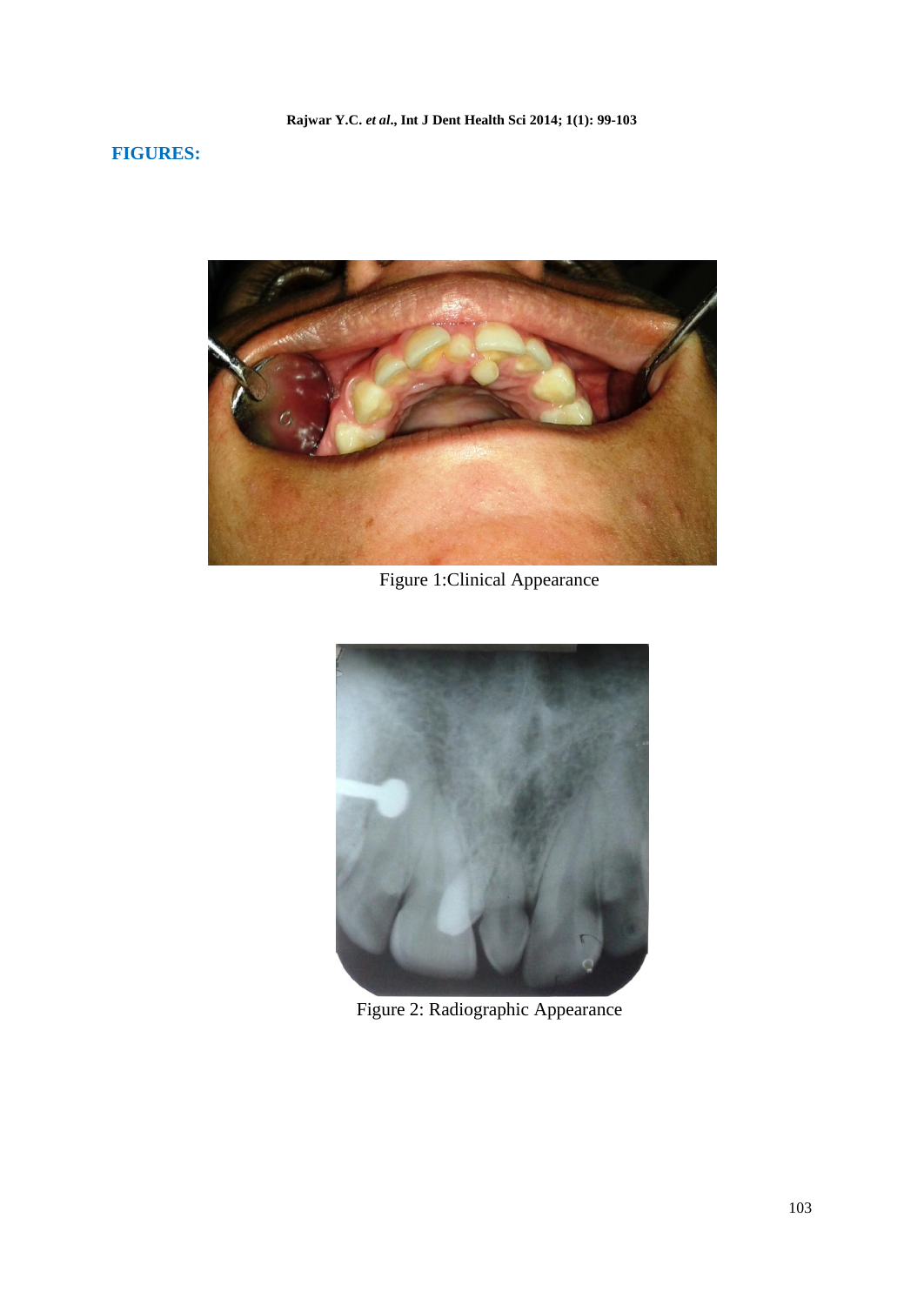**FIGURES:**

Figure 1:Clinical Appearance

Figure 2: Radiographic Appearance